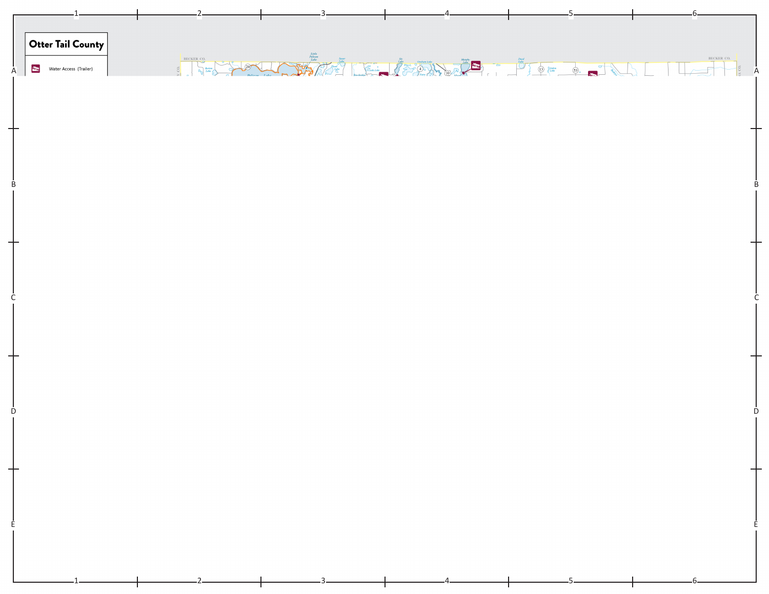# Otter Tail County

Water Access (Trailer)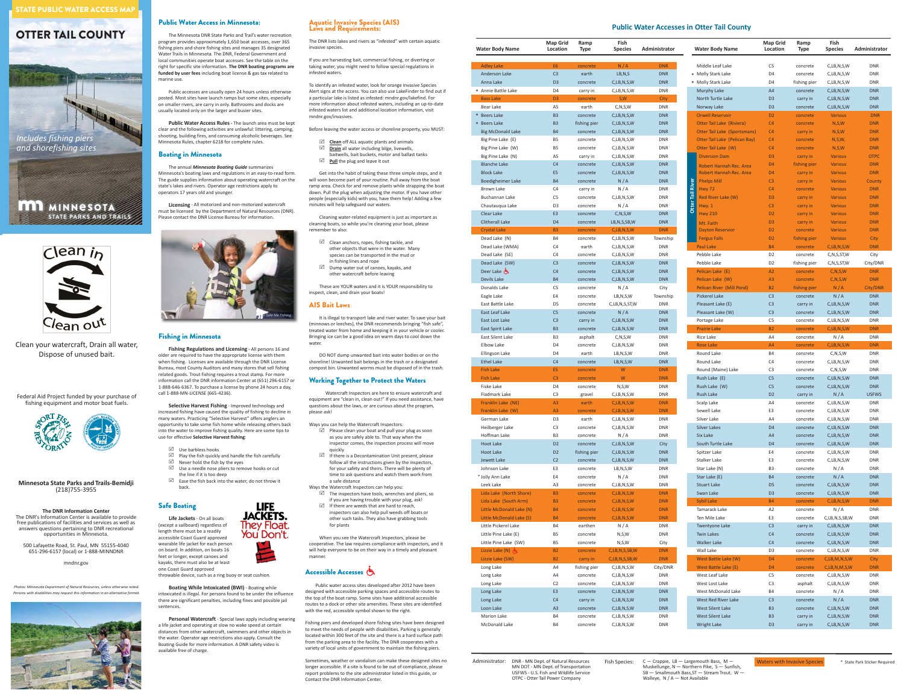STATE PUBLIC WATER ACCESS MAP

# OTTER TAIL COUNTY

*Includes fishing piers and shorefishing sites*

MINNESOTA STATE PARKS AND TRAILS

Clean in Clean out

Clean your watercraft, Drain all water, Dispose of unused bait.

Federal Aid Project funded by your purchase of fishing equipment and motor boat fuels.

**Minnesota State Parks and Trails-Bemidji**
(218)755-3955

**The DNR Information Center**
The DNR's Information Center is available to provide free publications of facilities and services as well as answers questions pertaining to DNR recreational opportunities in Minnesota.

500 Lafayette Road, St. Paul, MN 55155-4040
651-296-6157 (local) or 1-888-MINNDNR

mndnr.gov

*Photos: Minnesota Department of Natural Resources, unless otherwise noted. Persons with disabilities may request this information in an alternative format.*

## Public Water Access in Minnesota:

The Minnesota DNR State Parks and Trail's water recreation program provides approximately 1,650 boat accesses, over 365 fishing piers and shore fishing sites and manages 35 designated Water Trails in Minnesota. The DNR, Federal Government and local communities operate boat accesses. See the table on the right for specific site information. **The DNR boating programs are funded by user fees** including boat license & gas tax related to marine use.

Public accesses are usually open 24 hours unless otherwise posted. Most sites have launch ramps but some sites, especially on smaller rivers, are carry in only. Bathrooms and docks are usually located only on the larger and busier sites.

**Public Water Access Rules** - The launch area must be kept clear and the following activities are unlawful: littering, camping, shooting, building fires, and consuming alcoholic beverages. See Minnesota Rules, chapter 6218 for complete rules.

## Boating in Minnesota

The annual ***Minnesota Boating Guide*** summarizes Minnesota's boating laws and regulations in an easy-to-read form. The guide supplies information about operating watercraft on the state's lakes and rivers. Operator age restrictions apply to operators 17 years old and younger.

**Licensing** - All motorized and non-motorized watercraft must be licensed by the Department of Natural Resources (DNR). Please contact the DNR License Bureau for information.

© Take Me Fishing

## Fishing in Minnesota

**Fishing Regulations and Licensing** - All persons 16 and older are required to have the appropriate license with them when fishing. Licenses are available through the DNR License Bureau, most County Auditors and many stores that sell fishing related goods. Trout fishing requires a trout stamp. For more information call the DNR information Center at (651) 296-6157 or 1-888-646-6367. To purchase a license by phone 24 hours a day, call 1-888-MN-LICENSE (665-4236).

**Selective Harvest Fishing** - Improved technology and increased fishing have caused the quality of fishing to decline in many waters. Practicing "Selective Harvest" offers anglers an opportunity to take some fish home while releasing others back into the water to improve fishing quality. Here are some tips to use for effective **Selective Harvest fishing**:

- ☑ Use barbless hooks
- ☑ Play the fish quickly and handle the fish carefully
- ☑ Never hold the fish by the eyes
- ☑ Use a needle nose pliers to remove hooks or cut the line if it is too deep
- ☑ Ease the fish back into the water, do not throw it back.

## Safe Boating

LIFE JACKETS. They Float. You Don't.

**Life Jackets** - On all boats (except a sailboard) regardless of length there must be a readily accessible Coast Guard approved wearable life jacket for each person on board. In addition, on boats 16 feet or longer, except canoes and kayaks, there must also be at least one Coast Guard approved throwable device, such as a ring buoy or seat cushion.

**Boating While Intoxicated (BWI)** - Boating while intoxicated is illegal. For persons found to be under the influence there are significant penalties, including fines and possible jail sentences.

**Personal Watercraft** - Special laws apply including wearing a life jacket and operating at slow no wake speed at certain distances from other watercraft, swimmers and other objects in the water. Operator age restrictions also apply. Consult the Boating Guide for more information. A DNR safety video is available free of charge.

## Aquatic Invasive Species (AIS) Laws and Requirements:

The DNR lists lakes and rivers as "infested" with certain aquatic invasive species.

If you are harvesting bait, commercial fishing, or diverting or taking water, you might need to follow special regulations in infested waters.

To identify an infested water, look for orange Invasive Species Alert signs at the access. You can also use LakeFinder to find out if a particular lake is listed as infested: mndnr.gov/lakefind. For more information about infested waters, including an up-to-date infested waters list and additional location information, visit mndnr.gov/invasives.

Before leaving the water access or shoreline property, you MUST:

- ☑ **Clean** off ALL aquatic plants and animals
- ☑ **Drain** all water including bilge, livewells, baitwells, bait buckets, motor and ballast tanks
- ☑ **Pull** the plug and leave it out

Get into the habit of taking these three simple steps, and it will soon become part of your routine. Pull away from the boat ramp area. Check for and remove plants while strapping the boat down. Pull the plug when adjusting the motor. If you have other people (especially kids) with you, have them help! Adding a few minutes will help safeguard our waters.

Cleaning water-related equipment is just as important as cleaning boats, so while you're cleaning your boat, please remember to also:

- ☑ Clean anchors, ropes, fishing tackle, and other objects that were in the water. Many species can be transported in the mud or in fishing lines and rope
- ☑ Dump water out of canoes, kayaks, and other watercraft before leaving

These are YOUR waters and it is YOUR responsibility to inspect, clean, and drain your boats!

## AIS Bait Laws

It is illegal to transport lake and river water. To save your bait (minnows or leeches), the DNR recommends bringing "fish safe", treated water from home and keeping it in your vehicle or cooler. Bringing ice can be a good idea on warm days to cool down the water.

DO NOT dump unwanted bait into water bodies or on the shoreline! Unwanted bait belongs in the trash or a designated compost bin. Unwanted worms must be disposed of in the trash.

## Working Together to Protect the Waters

Watercraft Inspectors are here to ensure watercraft and equipment are "clean in, clean out!" If you need assistance, have questions about the laws, or are curious about the program, please ask!

Ways you can help the Watercraft Inspectors:

- ☑ Please clean your boat and pull your plug as soon as you are safely able to. That way when the inspector comes, the inspection process will move quickly
- ☑ If there is a Decontamination Unit present, please follow all the instructions given by the inspectors, for your safety and theirs. There will be plenty of time to ask questions and watch them work from a safe distance

Ways the Watercraft Inspectors can help you:

- ☑ The inspectors have tools, wrenches and pliers, so if you are having trouble with your plug, ask!
- ☑ If there are weeds that are hard to reach, inspectors can also help pull weeds off boats or other such tasks. They also have grabbing tools for plants

When you see the Watercraft Inspectors, please be cooperative. The law requires compliance with inspectors, and it will help everyone to be on their way in a timely and pleasant manner.

## Accessible Accesses

Public water access sites developed after 2012 have been designed with accessible parking spaces and accessible routes to the top of the boat ramp. Some sites have additional accessible routes to a dock or other site amenities. These sites are identified with the red, accessible symbol shown to the right.

Fishing piers and developed shore fishing sites have been designed to meet the needs of people with disabilities. Parking is generally located within 300 feet of the site and there is a hard surface path from the parking area to the facility. The DNR cooperates with a variety of local units of government to maintain the fishing piers.

Sometimes, weather or vandalism can make these designed sites no longer accessible. If a site is found to be out of compliance, please report problems to the site administrator listed in this guide, or Contact the DNR Information Center.

## Public Water Accesses in Otter Tail County

| Water Body Name | Map Grid Location | Ramp Type | Fish Species | Administrator |
|---|---|---|---|---|
| Adley Lake | E6 | concrete | N / A | DNR |
| Anderson Lake | C3 | earth | LB,N,S | DNR |
| Anna Lake | D3 | concrete | C,LB,N,S,W | DNR |
| * Annie Battle Lake | D4 | carry in | C,LB,N,S,W | DNR |
| Bass Lake | D3 | concrete | S,W | City |
| Bear Lake | A5 | earth | C,N,S,W | DNR |
| * Beers Lake | B3 | concrete | C,LB,N,S,W | DNR |
| * Beers Lake | B3 | fishing pier | C,LB,N,S,W | DNR |
| Big McDonald Lake | B4 | concrete | C,LB,N,S,W | DNR |
| Big Pine Lake (E) | B5 | concrete | C,LB,N,S,W | DNR |
| Big Pine Lake (W) | B5 | concrete | C,LB,N,S,W | DNR |
| Big Pine Lake (N) | A5 | carry in | C,LB,N,S,W | DNR |
| Blanche Lake | C4 | concrete | C,LB,N,S,W | DNR |
| Block Lake | E5 | concrete | C,LB,N,S,W | DNR |
| Boedigheimer Lake | B4 | concrete | N / A | DNR |
| Brown Lake | C4 | carry in | N / A | DNR |
| Buchannan Lake | C5 | concrete | C,LB,N,S,W | DNR |
| Chautauqua Lake | D3 | concrete | N / A | DNR |
| Clear Lake | E3 | concrete | C,N,S,W | DNR |
| Clitherall Lake | D4 | concrete | LB,N,S,SB,W | DNR |
| Crystal Lake | B3 | concrete | C,LB,N,S,W | DNR |
| Dead Lake (N) | B4 | concrete | C,LB,N,S,W | Township |
| Dead Lake (WMA) | C4 | earth | C,LB,N,S,W | DNR |
| Dead Lake (SE) | C4 | concrete | C,LB,N,S,W | DNR |
| Dead Lake (SW) | C3 | concrete | C,LB,N,S,W | DNR |
| Deer Lake ♿ | C4 | concrete | C,LB,N,S,W | DNR |
| Devils Lake | B4 | concrete | C,LB,N,S,W | DNR |
| Donalds Lake | C5 | concrete | N / A | City |
| Eagle Lake | E4 | concrete | LB,N,S,W | Township |
| East Battle Lake | D5 | concrete | C,LB,N,S,ST,W | DNR |
| East Leaf Lake | C5 | concrete | N / A | DNR |
| East Lost Lake | C3 | carry in | C,LB,N,S,W | DNR |
| East Spirit Lake | B3 | concrete | C,LB,N,S,W | DNR |
| East Silent Lake | B3 | asphalt | C,N,S,W | DNR |
| Elbow Lake | D4 | concrete | C,LB,N,S,W | DNR |
| Ellingson Lake | D4 | earth | LB,N,S,W | DNR |
| Ethel Lake | C4 | concrete | LB,N,S,W | DNR |
| Fish Lake | E5 | concrete | W | DNR |
| Fish Lake | C3 | concrete | W | DNR |
| Fiske Lake | D4 | concrete | N,S,W | DNR |
| Fladmark Lake | C3 | gravel | C,LB,N,S,W | DNR |
| Franklin Lake (NE) | A3 | earth | C,LB,N,S,W | DNR |
| Franklin Lake (W) | A3 | concrete | C,LB,N,S,W | DNR |
| German Lake | D3 | earth | C,LB,N,S,W | DNR |
| Heilberger Lake | C3 | concrete | C,LB,N,S,W | DNR |
| Hoffman Lake | B3 | concrete | N / A | DNR |
| Hoot Lake | D2 | concrete | C,LB,N,S,W | City |
| Hoot Lake | D2 | fishing pier | C,LB,N,S,W | City |
| Jewett Lake | C2 | concrete | C,LB,N,S,W | DNR |
| Johnson Lake | E3 | concrete | LB,N,S,W | DNR |
| * Jolly Ann Lake | E4 | concrete | N / A | DNR |
| Leek Lake | A3 | concrete | C,LB,N,S,W | DNR |
| Lida Lake (North Shore) | B3 | concrete | C,LB,N,S,W | DNR |
| Lida Lake (South Arm) | B3 | concrete | C,LB,N,S,W | DNR |
| Little McDonald Lake (N) | B4 | concrete | C,LB,N,S,W | DNR |
| Little McDonald Lake (S) | B4 | concrete | C,LB,N,S,W | DNR |
| Little Pickerel Lake | B4 | earthen | N / A | DNR |
| Little Pine Lake (E) | B5 | concrete | N,S,W | DNR |
| Little Pine Lake (SW) | B5 | concrete | N,S,W | City |
| Lizzie Lake (N) ♿ | B2 | concrete | C,LB,N,S,SB,W | DNR |
| Lizzie Lake (SW) | B2 | carry in | C,LB,N,S,SB,W | DNR |
| Long Lake | A4 | fishing pier | C,LB,N,S,W | City/DNR |
| Long Lake | A4 | concrete | C,LB,N,S,W | DNR |
| Long Lake | C2 | concrete | C,LB,N,S,W | DNR |
| Long Lake | E3 | concrete | C,LB,N,S,W | DNR |
| Long Lake | C4 | carry in | C,LB,N,S,W | DNR |
| Loon Lake | A3 | concrete | C,LB,N,S,W | DNR |
| Marion Lake | B4 | concrete | C,LB,N,S,W | DNR |
| McDonald Lake | B4 | concrete | C,LB,N,S,W | DNR |
| Middle Leaf Lake | C5 | concrete | C,LB,N,S,W | DNR |
| * Molly Stark Lake | D4 | concrete | C,LB,N,S,W | DNR |
| * Molly Stark Lake | D4 | fishing pier | C,LB,N,S,W | DNR |
| Murphy Lake | A4 | concrete | C,LB,N,S,W | DNR |
| North Turtle Lake | D3 | carry in | C,LB,N,S,W | DNR |
| Norway Lake | D3 | concrete | C,LB,N,S,W | DNR |
| Orwell Reservoir | D2 | concrete | Various | DNR |
| Otter Tail Lake (Riviera) | C4 | concrete | N,S,W | DNR |
| Otter Tail Lake (Sportsmans) | C4 | carry in | N,S,W | DNR |
| Otter Tail Lake (Pelican Bay) | C4 | concrete | N,S,W, | DNR |
| Otter Tail Lake (W) | C4 | concrete | N,S,W | DNR |
| Otter Tail River: Diversion Dam | D3 | carry in | Various | OTPC |
| Otter Tail River: Robert Hannah Rec. Area | D4 | fishing pier | Various | DNR |
| Otter Tail River: Robert Hannah Rec. Area | D4 | carry in | Various | DNR |
| Otter Tail River: Phelps Mill | C3 | carry in | Various | County |
| Otter Tail River: Hwy 72 | C4 | concrete | Various | DNR |
| Otter Tail River: Red River Lake (W) | D3 | carry in | Various | DNR |
| Otter Tail River: Hwy. 1 | C3 | carry in | Various | DNR |
| Otter Tail River: Hwy 210 | D2 | carry in | Various | DNR |
| Otter Tail River: Mt. Faith | D3 | carry in | Various | DNR |
| Otter Tail River: Dayton Reservoir | D2 | concrete | Various | DNR |
| Otter Tail River: Fergus Falls | D2 | fishing pier | Various | City |
| Paul Lake | B4 | concrete | C,LB,N,S,W | DNR |
| Pebble Lake | D2 | concrete | C,N,S,ST,W | City |
| Pebble Lake | D2 | fishing pier | C,N,S,ST,W | City/DNR |
| Pelican Lake (E) | A2 | concrete | C,N,S,W | DNR |
| Pelican Lake (W) | A3 | concrete | C,N,S,W | DNR |
| Pelican River (Mill Pond) | B2 | fishing pier | N / A | City/DNR |
| Pickerel Lake | C3 | concrete | N / A | DNR |
| Pleasant Lake (E) | C3 | carry in | C,LB,N,S,W | DNR |
| Pleasant Lake (W) | C3 | concrete | C,LB,N,S,W | DNR |
| Portage Lake | C5 | concrete | C,LB,N,S,W | DNR |
| Prairie Lake | B2 | concrete | C,LB,N,S,W | DNR |
| Rice Lake | A4 | concrete | N / A | DNR |
| Rose Lake | A4 | concrete | C,LB,N,S,W | DNR |
| Round Lake | B4 | concrete | C,N,S,W | DNR |
| Round Lake | C4 | concrete | C,LB,N,S,W | DNR |
| Round (Maine) Lake | C3 | concrete | C,N,S,W | DNR |
| Rush Lake (E) | C5 | concrete | C,LB,N,S,W | DNR |
| Rush Lake (W) | C5 | concrete | C,LB,N,S,W | DNR |
| Rush Lake | D2 | carry in | N / A | USFWS |
| Scalp Lake | A4 | concrete | C,LB,N,S,W | DNR |
| Sewell Lake | E3 | concrete | C,LB,N,S,W | DNR |
| Silver Lake | A4 | concrete | C,LB,N,S,W | DNR |
| Silver Lakes | D4 | concrete | C,LB,N,S,W | DNR |
| Six Lake | A4 | concrete | C,LB,N,S,W | DNR |
| South Turtle Lake | D4 | concrete | C,LB,N,S,W | DNR |
| Spitzer Lake | E4 | concrete | C,LB,N,S,W | DNR |
| Stalker Lake | E3 | concrete | C,LB,N,S,W | DNR |
| Star Lake (N) | B3 | concrete | N / A | DNR |
| Star Lake (E) | B4 | concrete | N / A | DNR |
| Stuart Lake | D5 | concrete | C,LB,N,S,W | DNR |
| Swan Lake | D3 | concrete | C,LB,N,S,W | DNR |
| Sybil Lake | B4 | concrete | C,LB,N,S,W | DNR |
| Tamarack Lake | A2 | concrete | N / A | DNR |
| Ten Mile Lake | E3 | concrete | C,LB,N,S,SB,W | DNR |
| Twentyone Lake | C3 | carry in | C,LB,N,S,W | DNR |
| Twin Lakes | C4 | concrete | C,LB,N,S,W | DNR |
| Walker Lake | C4 | concrete | C,LB,N,S,W | DNR |
| Wall Lake | D3 | concrete | C,LB,N,S,W | DNR |
| West Battle Lake (W) | D4 | concrete | C,LB,M,N,S,W | City |
| West Battle Lake (E) | D4 | concrete | C,LB,M,N,S,W | DNR |
| West Leaf Lake | C5 | concrete | C,LB,N,S,W | DNR |
| West Lost Lake | C3 | asphalt | C,LB,N,S,W | DNR |
| West McDonald Lake | B4 | concrete | N / A | DNR |
| West Red River Lake | C3 | concrete | N / A | DNR |
| West Silent Lake | B3 | concrete | C,LB,N,S,W | DNR |
| West Silent Lake | B3 | carry in | C,LB,N,S,W | DNR |
| Wright Lake | D3 | carry in | C,LB,N,S,W | DNR |

Administrator: DNR - MN Dept. of Natural Resources; MN DOT - MN Dept. of Transportation; USFWS - U.S. Fish and Wildlife Service; OTPC - Otter Tail Power Company

Fish Species: C — Crappie, LB — Largemouth Bass, M — Muskellunge, N — Northern Pike, S — Sunfish, SB — Smallmouth Bass, ST — Stream Trout, W — Walleye, N / A — Not Available

Waters with Invasive Species (highlighted in orange)

\* State Park Sticker Required